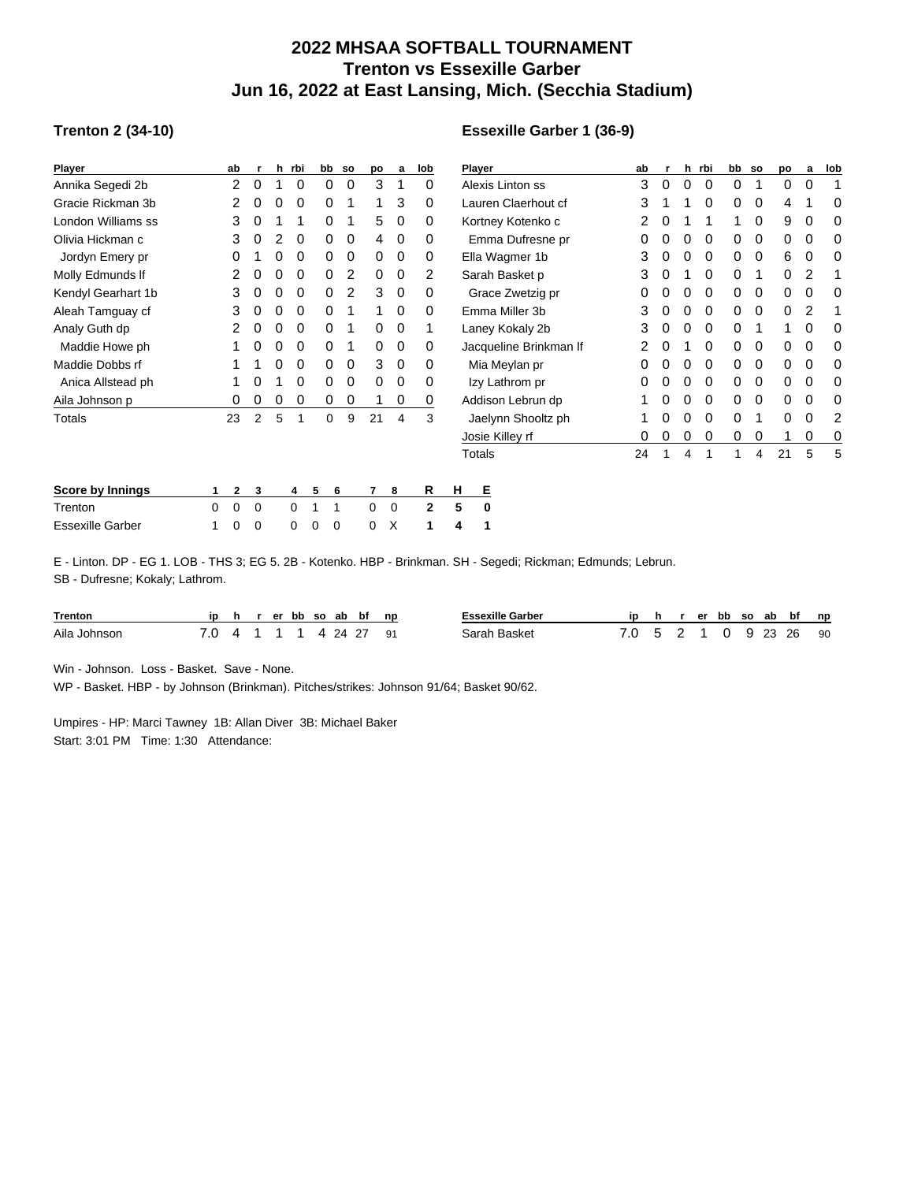# 2022 MHSAA SOFTBALL TOURNAMENT
## Trenton vs Essexille Garber
## Jun 16, 2022 at East Lansing, Mich. (Secchia Stadium)

### Trenton 2 (34-10)

| Player | ab | r | h | rbi | bb | so | po | a | lob |
|---|---|---|---|---|---|---|---|---|---|
| Annika Segedi 2b | 2 | 0 | 1 | 0 | 0 | 0 | 3 | 1 | 0 |
| Gracie Rickman 3b | 2 | 0 | 0 | 0 | 0 | 1 | 1 | 3 | 0 |
| London Williams ss | 3 | 0 | 1 | 1 | 0 | 1 | 5 | 0 | 0 |
| Olivia Hickman c | 3 | 0 | 2 | 0 | 0 | 0 | 4 | 0 | 0 |
| Jordyn Emery pr | 0 | 1 | 0 | 0 | 0 | 0 | 0 | 0 | 0 |
| Molly Edmunds lf | 2 | 0 | 0 | 0 | 0 | 2 | 0 | 0 | 2 |
| Kendyl Gearhart 1b | 3 | 0 | 0 | 0 | 0 | 2 | 3 | 0 | 0 |
| Aleah Tamguay cf | 3 | 0 | 0 | 0 | 0 | 1 | 1 | 0 | 0 |
| Analy Guth dp | 2 | 0 | 0 | 0 | 0 | 1 | 0 | 0 | 1 |
| Maddie Howe ph | 1 | 0 | 0 | 0 | 0 | 1 | 0 | 0 | 0 |
| Maddie Dobbs rf | 1 | 1 | 0 | 0 | 0 | 0 | 3 | 0 | 0 |
| Anica Allstead ph | 1 | 0 | 1 | 0 | 0 | 0 | 0 | 0 | 0 |
| Aila Johnson p | 0 | 0 | 0 | 0 | 0 | 0 | 1 | 0 | 0 |
| Totals | 23 | 2 | 5 | 1 | 0 | 9 | 21 | 4 | 3 |

### Essexille Garber 1 (36-9)

| Player | ab | r | h | rbi | bb | so | po | a | lob |
|---|---|---|---|---|---|---|---|---|---|
| Alexis Linton ss | 3 | 0 | 0 | 0 | 0 | 1 | 0 | 0 | 1 |
| Lauren Claerhout cf | 3 | 1 | 1 | 0 | 0 | 0 | 4 | 1 | 0 |
| Kortney Kotenko c | 2 | 0 | 1 | 1 | 1 | 0 | 9 | 0 | 0 |
| Emma Dufresne pr | 0 | 0 | 0 | 0 | 0 | 0 | 0 | 0 | 0 |
| Ella Wagmer 1b | 3 | 0 | 0 | 0 | 0 | 0 | 6 | 0 | 0 |
| Sarah Basket p | 3 | 0 | 1 | 0 | 0 | 1 | 0 | 2 | 1 |
| Grace Zwetzig pr | 0 | 0 | 0 | 0 | 0 | 0 | 0 | 0 | 0 |
| Emma Miller 3b | 3 | 0 | 0 | 0 | 0 | 0 | 0 | 2 | 1 |
| Laney Kokaly 2b | 3 | 0 | 0 | 0 | 0 | 1 | 1 | 0 | 0 |
| Jacqueline Brinkman lf | 2 | 0 | 1 | 0 | 0 | 0 | 0 | 0 | 0 |
| Mia Meylan pr | 0 | 0 | 0 | 0 | 0 | 0 | 0 | 0 | 0 |
| Izy Lathrom pr | 0 | 0 | 0 | 0 | 0 | 0 | 0 | 0 | 0 |
| Addison Lebrun dp | 1 | 0 | 0 | 0 | 0 | 0 | 0 | 0 | 0 |
| Jaelynn Shooltz ph | 1 | 0 | 0 | 0 | 0 | 1 | 0 | 0 | 2 |
| Josie Killey rf | 0 | 0 | 0 | 0 | 0 | 0 | 1 | 0 | 0 |
| Totals | 24 | 1 | 4 | 1 | 1 | 4 | 21 | 5 | 5 |

| Score by Innings | 1 | 2 | 3 | 4 | 5 | 6 | 7 | 8 | R | H | E |
|---|---|---|---|---|---|---|---|---|---|---|---|
| Trenton | 0 | 0 | 0 | 0 | 1 | 1 | 0 | 0 | 2 | 5 | 0 |
| Essexille Garber | 1 | 0 | 0 | 0 | 0 | 0 | 0 | X | 1 | 4 | 1 |

E - Linton. DP - EG 1. LOB - THS 3; EG 5. 2B - Kotenko. HBP - Brinkman. SH - Segedi; Rickman; Edmunds; Lebrun.
SB - Dufresne; Kokaly; Lathrom.

| Trenton | ip | h | r | er | bb | so | ab | bf | np |
|---|---|---|---|---|---|---|---|---|---|
| Aila Johnson | 7.0 | 4 | 1 | 1 | 1 | 4 | 24 | 27 | 91 |

| Essexille Garber | ip | h | r | er | bb | so | ab | bf | np |
|---|---|---|---|---|---|---|---|---|---|
| Sarah Basket | 7.0 | 5 | 2 | 1 | 0 | 9 | 23 | 26 | 90 |

Win - Johnson. Loss - Basket. Save - None.
WP - Basket. HBP - by Johnson (Brinkman). Pitches/strikes: Johnson 91/64; Basket 90/62.

Umpires - HP: Marci Tawney 1B: Allan Diver 3B: Michael Baker
Start: 3:01 PM Time: 1:30 Attendance: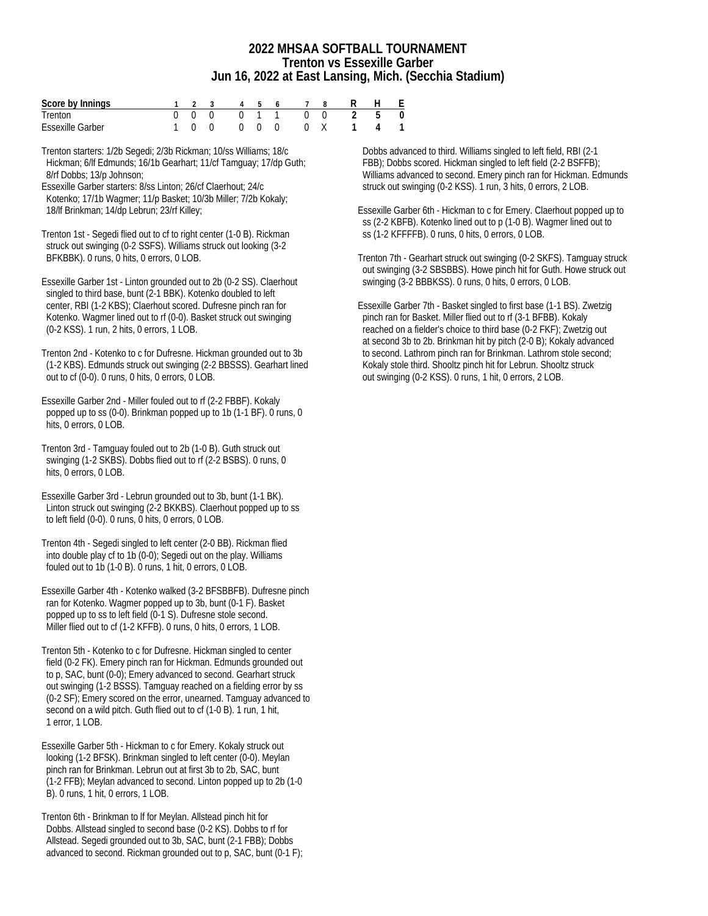# 2022 MHSAA SOFTBALL TOURNAMENT
## Trenton vs Essexille Garber
## Jun 16, 2022 at East Lansing, Mich. (Secchia Stadium)

| Score by Innings | 1 | 2 | 3 | 4 | 5 | 6 | 7 | 8 | R | H | E |
|---|---|---|---|---|---|---|---|---|---|---|---|
| Trenton | 0 | 0 | 0 | 0 | 1 | 1 | 0 | 0 | 2 | 5 | 0 |
| Essexille Garber | 1 | 0 | 0 | 0 | 0 | 0 | 0 | X | 1 | 4 | 1 |

Trenton starters: 1/2b Segedi; 2/3b Rickman; 10/ss Williams; 18/c Hickman; 6/lf Edmunds; 16/1b Gearhart; 11/cf Tamguay; 17/dp Guth; 8/rf Dobbs; 13/p Johnson;

Essexille Garber starters: 8/ss Linton; 26/cf Claerhout; 24/c Kotenko; 17/1b Wagmer; 11/p Basket; 10/3b Miller; 7/2b Kokaly; 18/lf Brinkman; 14/dp Lebrun; 23/rf Killey;

Trenton 1st - Segedi flied out to cf to right center (1-0 B). Rickman struck out swinging (0-2 SSFS). Williams struck out looking (3-2 BFKBBK). 0 runs, 0 hits, 0 errors, 0 LOB.

Essexille Garber 1st - Linton grounded out to 2b (0-2 SS). Claerhout singled to third base, bunt (2-1 BBK). Kotenko doubled to left center, RBI (1-2 KBS); Claerhout scored. Dufresne pinch ran for Kotenko. Wagmer lined out to rf (0-0). Basket struck out swinging (0-2 KSS). 1 run, 2 hits, 0 errors, 1 LOB.

Trenton 2nd - Kotenko to c for Dufresne. Hickman grounded out to 3b (1-2 KBS). Edmunds struck out swinging (2-2 BBSSS). Gearhart lined out to cf (0-0). 0 runs, 0 hits, 0 errors, 0 LOB.

Essexille Garber 2nd - Miller fouled out to rf (2-2 FBBF). Kokaly popped up to ss (0-0). Brinkman popped up to 1b (1-1 BF). 0 runs, 0 hits, 0 errors, 0 LOB.

Trenton 3rd - Tamguay fouled out to 2b (1-0 B). Guth struck out swinging (1-2 SKBS). Dobbs flied out to rf (2-2 BSBS). 0 runs, 0 hits, 0 errors, 0 LOB.

Essexille Garber 3rd - Lebrun grounded out to 3b, bunt (1-1 BK). Linton struck out swinging (2-2 BKKBS). Claerhout popped up to ss to left field (0-0). 0 runs, 0 hits, 0 errors, 0 LOB.

Trenton 4th - Segedi singled to left center (2-0 BB). Rickman flied into double play cf to 1b (0-0); Segedi out on the play. Williams fouled out to 1b (1-0 B). 0 runs, 1 hit, 0 errors, 0 LOB.

Essexille Garber 4th - Kotenko walked (3-2 BFSBBFB). Dufresne pinch ran for Kotenko. Wagmer popped up to 3b, bunt (0-1 F). Basket popped up to ss to left field (0-1 S). Dufresne stole second. Miller flied out to cf (1-2 KFFB). 0 runs, 0 hits, 0 errors, 1 LOB.

Trenton 5th - Kotenko to c for Dufresne. Hickman singled to center field (0-2 FK). Emery pinch ran for Hickman. Edmunds grounded out to p, SAC, bunt (0-0); Emery advanced to second. Gearhart struck out swinging (1-2 BSSS). Tamguay reached on a fielding error by ss (0-2 SF); Emery scored on the error, unearned. Tamguay advanced to second on a wild pitch. Guth flied out to cf (1-0 B). 1 run, 1 hit, 1 error, 1 LOB.

Essexille Garber 5th - Hickman to c for Emery. Kokaly struck out looking (1-2 BFSK). Brinkman singled to left center (0-0). Meylan pinch ran for Brinkman. Lebrun out at first 3b to 2b, SAC, bunt (1-2 FFB); Meylan advanced to second. Linton popped up to 2b (1-0 B). 0 runs, 1 hit, 0 errors, 1 LOB.

Trenton 6th - Brinkman to lf for Meylan. Allstead pinch hit for Dobbs. Allstead singled to second base (0-2 KS). Dobbs to rf for Allstead. Segedi grounded out to 3b, SAC, bunt (2-1 FBB); Dobbs advanced to second. Rickman grounded out to p, SAC, bunt (0-1 F); Dobbs advanced to third. Williams singled to left field, RBI (2-1 FBB); Dobbs scored. Hickman singled to left field (2-2 BSFFB); Williams advanced to second. Emery pinch ran for Hickman. Edmunds struck out swinging (0-2 KSS). 1 run, 3 hits, 0 errors, 2 LOB.

Essexille Garber 6th - Hickman to c for Emery. Claerhout popped up to ss (2-2 KBFB). Kotenko lined out to p (1-0 B). Wagmer lined out to ss (1-2 KFFFFB). 0 runs, 0 hits, 0 errors, 0 LOB.

Trenton 7th - Gearhart struck out swinging (0-2 SKFS). Tamguay struck out swinging (3-2 SBSBBS). Howe pinch hit for Guth. Howe struck out swinging (3-2 BBBKSS). 0 runs, 0 hits, 0 errors, 0 LOB.

Essexille Garber 7th - Basket singled to first base (1-1 BS). Zwetzig pinch ran for Basket. Miller flied out to rf (3-1 BFBB). Kokaly reached on a fielder's choice to third base (0-2 FKF); Zwetzig out at second 3b to 2b. Brinkman hit by pitch (2-0 B); Kokaly advanced to second. Lathrom pinch ran for Brinkman. Lathrom stole second; Kokaly stole third. Shooltz pinch hit for Lebrun. Shooltz struck out swinging (0-2 KSS). 0 runs, 1 hit, 0 errors, 2 LOB.